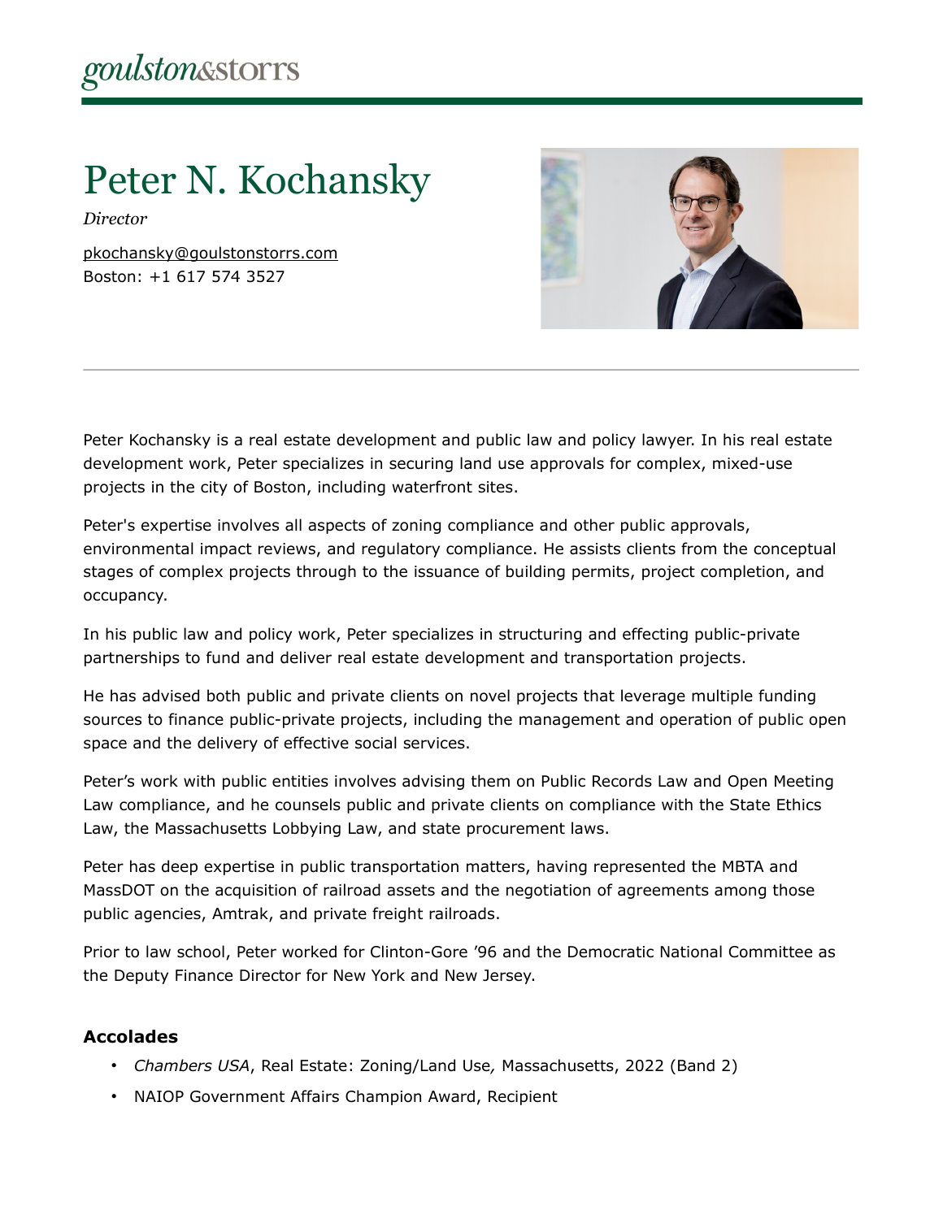goulston&storrs

# Peter N. Kochansky

*Director*

pkochansky@goulstonstorrs.com
Boston: +1 617 574 3527

Peter Kochansky is a real estate development and public law and policy lawyer. In his real estate development work, Peter specializes in securing land use approvals for complex, mixed-use projects in the city of Boston, including waterfront sites.

Peter's expertise involves all aspects of zoning compliance and other public approvals, environmental impact reviews, and regulatory compliance. He assists clients from the conceptual stages of complex projects through to the issuance of building permits, project completion, and occupancy.

In his public law and policy work, Peter specializes in structuring and effecting public-private partnerships to fund and deliver real estate development and transportation projects.

He has advised both public and private clients on novel projects that leverage multiple funding sources to finance public-private projects, including the management and operation of public open space and the delivery of effective social services.

Peter's work with public entities involves advising them on Public Records Law and Open Meeting Law compliance, and he counsels public and private clients on compliance with the State Ethics Law, the Massachusetts Lobbying Law, and state procurement laws.

Peter has deep expertise in public transportation matters, having represented the MBTA and MassDOT on the acquisition of railroad assets and the negotiation of agreements among those public agencies, Amtrak, and private freight railroads.

Prior to law school, Peter worked for Clinton-Gore '96 and the Democratic National Committee as the Deputy Finance Director for New York and New Jersey.

## Accolades

- *Chambers USA*, Real Estate: Zoning/Land Use, Massachusetts, 2022 (Band 2)
- NAIOP Government Affairs Champion Award, Recipient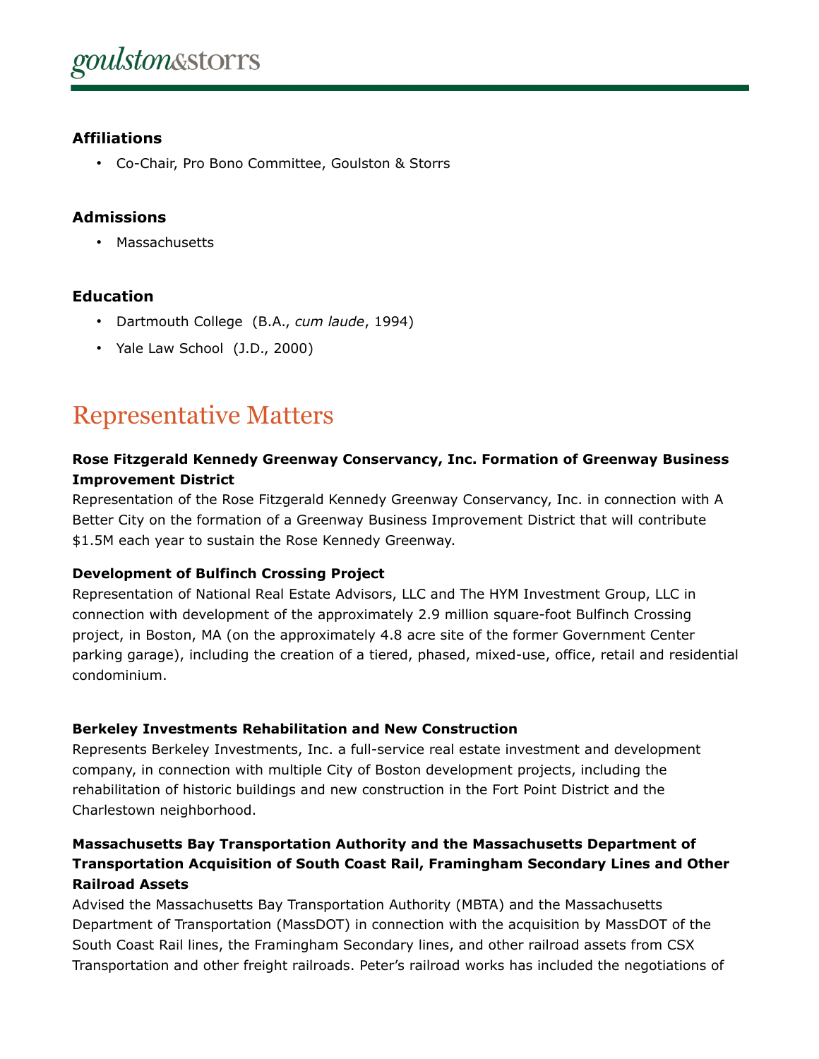### Affiliations

- Co-Chair, Pro Bono Committee, Goulston & Storrs

### Admissions

- Massachusetts

### Education

- Dartmouth College (B.A., *cum laude*, 1994)
- Yale Law School (J.D., 2000)

## Representative Matters

**Rose Fitzgerald Kennedy Greenway Conservancy, Inc. Formation of Greenway Business Improvement District**

Representation of the Rose Fitzgerald Kennedy Greenway Conservancy, Inc. in connection with A Better City on the formation of a Greenway Business Improvement District that will contribute $1.5M each year to sustain the Rose Kennedy Greenway.

**Development of Bulfinch Crossing Project**

Representation of National Real Estate Advisors, LLC and The HYM Investment Group, LLC in connection with development of the approximately 2.9 million square-foot Bulfinch Crossing project, in Boston, MA (on the approximately 4.8 acre site of the former Government Center parking garage), including the creation of a tiered, phased, mixed-use, office, retail and residential condominium.

**Berkeley Investments Rehabilitation and New Construction**

Represents Berkeley Investments, Inc. a full-service real estate investment and development company, in connection with multiple City of Boston development projects, including the rehabilitation of historic buildings and new construction in the Fort Point District and the Charlestown neighborhood.

**Massachusetts Bay Transportation Authority and the Massachusetts Department of Transportation Acquisition of South Coast Rail, Framingham Secondary Lines and Other Railroad Assets**

Advised the Massachusetts Bay Transportation Authority (MBTA) and the Massachusetts Department of Transportation (MassDOT) in connection with the acquisition by MassDOT of the South Coast Rail lines, the Framingham Secondary lines, and other railroad assets from CSX Transportation and other freight railroads. Peter's railroad works has included the negotiations of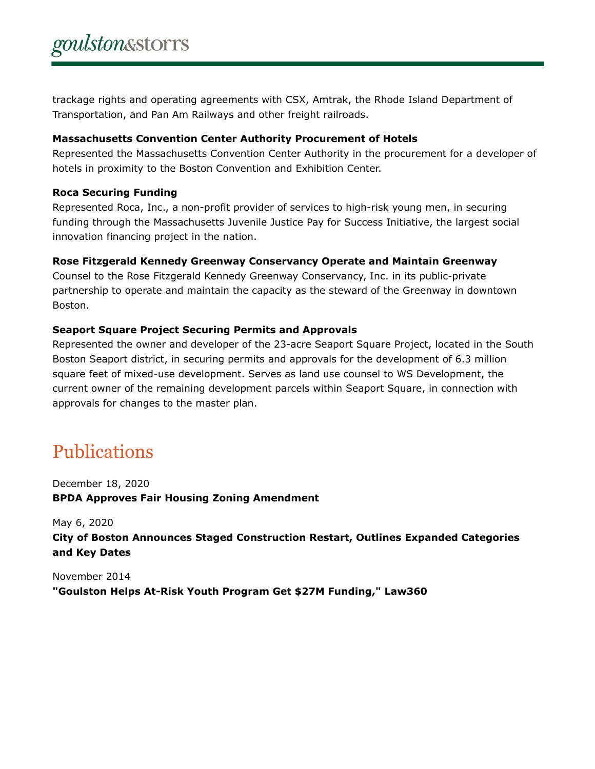trackage rights and operating agreements with CSX, Amtrak, the Rhode Island Department of Transportation, and Pan Am Railways and other freight railroads.

**Massachusetts Convention Center Authority Procurement of Hotels**

Represented the Massachusetts Convention Center Authority in the procurement for a developer of hotels in proximity to the Boston Convention and Exhibition Center.

**Roca Securing Funding**

Represented Roca, Inc., a non-profit provider of services to high-risk young men, in securing funding through the Massachusetts Juvenile Justice Pay for Success Initiative, the largest social innovation financing project in the nation.

**Rose Fitzgerald Kennedy Greenway Conservancy Operate and Maintain Greenway**

Counsel to the Rose Fitzgerald Kennedy Greenway Conservancy, Inc. in its public-private partnership to operate and maintain the capacity as the steward of the Greenway in downtown Boston.

**Seaport Square Project Securing Permits and Approvals**

Represented the owner and developer of the 23-acre Seaport Square Project, located in the South Boston Seaport district, in securing permits and approvals for the development of 6.3 million square feet of mixed-use development. Serves as land use counsel to WS Development, the current owner of the remaining development parcels within Seaport Square, in connection with approvals for changes to the master plan.

## Publications

December 18, 2020
**BPDA Approves Fair Housing Zoning Amendment**

May 6, 2020
**City of Boston Announces Staged Construction Restart, Outlines Expanded Categories and Key Dates**

November 2014
**"Goulston Helps At-Risk Youth Program Get $27M Funding," Law360**